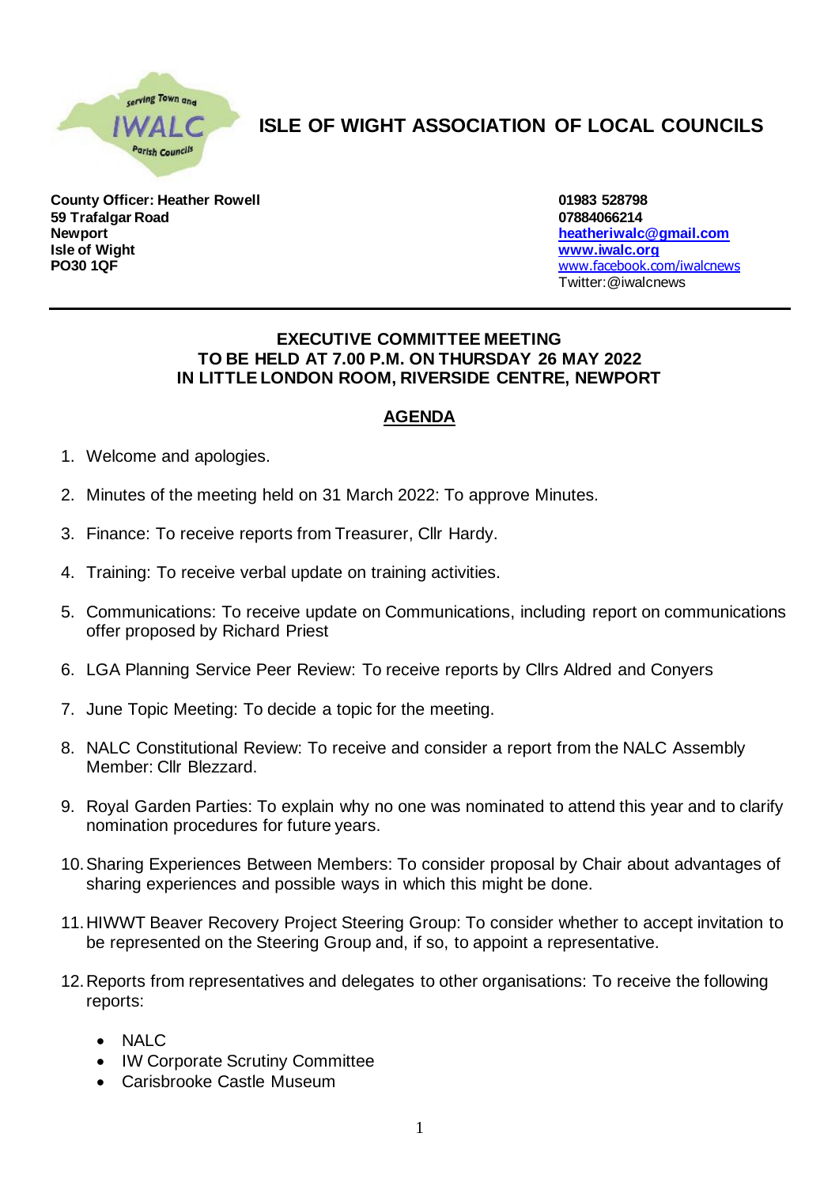# ISLE OF WIGHT ASSOCIATION OF LOCAL COUNCILS

**County Officer: Heather Rowell**
**59 Trafalgar Road**
**Newport**
**Isle of Wight**
**PO30 1QF**

**01983 528798**
**07884066214**
**heatheriwalc@gmail.com**
**www.iwalc.org**
www.facebook.com/iwalcnews
Twitter:@iwalcnews

---

**EXECUTIVE COMMITTEE MEETING**
**TO BE HELD AT 7.00 P.M. ON THURSDAY 26 MAY 2022**
**IN LITTLE LONDON ROOM, RIVERSIDE CENTRE, NEWPORT**

## AGENDA

1. Welcome and apologies.
2. Minutes of the meeting held on 31 March 2022: To approve Minutes.
3. Finance: To receive reports from Treasurer, Cllr Hardy.
4. Training: To receive verbal update on training activities.
5. Communications: To receive update on Communications, including report on communications offer proposed by Richard Priest
6. LGA Planning Service Peer Review: To receive reports by Cllrs Aldred and Conyers
7. June Topic Meeting: To decide a topic for the meeting.
8. NALC Constitutional Review: To receive and consider a report from the NALC Assembly Member: Cllr Blezzard.
9. Royal Garden Parties: To explain why no one was nominated to attend this year and to clarify nomination procedures for future years.
10. Sharing Experiences Between Members: To consider proposal by Chair about advantages of sharing experiences and possible ways in which this might be done.
11. HIWWT Beaver Recovery Project Steering Group: To consider whether to accept invitation to be represented on the Steering Group and, if so, to appoint a representative.
12. Reports from representatives and delegates to other organisations: To receive the following reports:
    - NALC
    - IW Corporate Scrutiny Committee
    - Carisbrooke Castle Museum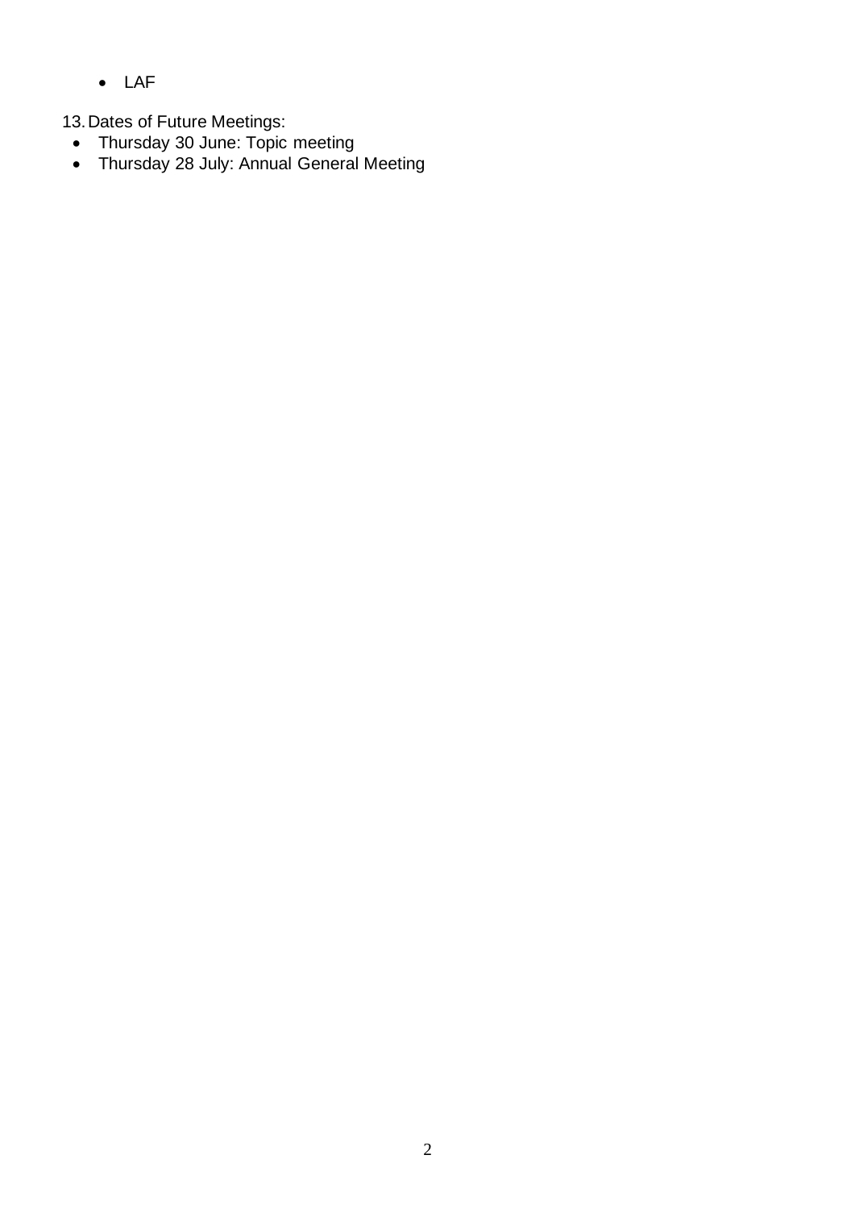- LAF

13. Dates of Future Meetings:
- Thursday 30 June: Topic meeting
- Thursday 28 July: Annual General Meeting